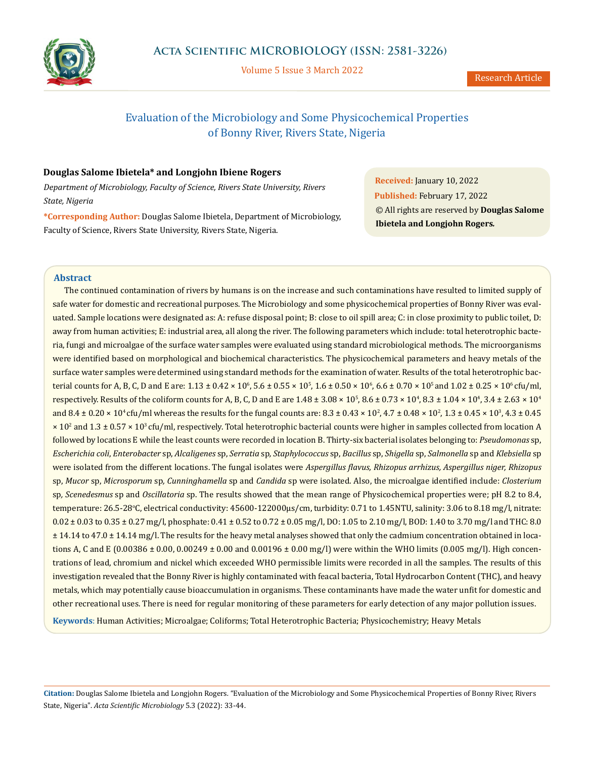# Evaluation of the Microbiology and Some Physicochemical Properties of Bonny River, Rivers State, Nigeria

**Douglas Salome Ibietela\* and Longjohn Ibiene Rogers**

*Department of Microbiology, Faculty of Science, Rivers State University, Rivers State, Nigeria*

**\*Corresponding Author:** Douglas Salome Ibietela, Department of Microbiology, Faculty of Science, Rivers State University, Rivers State, Nigeria.

**Received:** January 10, 2022
**Published:** February 17, 2022
© All rights are reserved by **Douglas Salome Ibietela and Longjohn Rogers.**

## Abstract

The continued contamination of rivers by humans is on the increase and such contaminations have resulted to limited supply of safe water for domestic and recreational purposes. The Microbiology and some physicochemical properties of Bonny River was evaluated. Sample locations were designated as: A: refuse disposal point; B: close to oil spill area; C: in close proximity to public toilet, D: away from human activities; E: industrial area, all along the river. The following parameters which include: total heterotrophic bacteria, fungi and microalgae of the surface water samples were evaluated using standard microbiological methods. The microorganisms were identified based on morphological and biochemical characteristics. The physicochemical parameters and heavy metals of the surface water samples were determined using standard methods for the examination of water. Results of the total heterotrophic bacterial counts for A, B, C, D and E are: $1.13 \pm 0.42 \times 10^6$, $5.6 \pm 0.55 \times 10^5$, $1.6 \pm 0.50 \times 10^6$, $6.6 \pm 0.70 \times 10^5$ and $1.02 \pm 0.25 \times 10^6$ cfu/ml, respectively. Results of the coliform counts for A, B, C, D and E are $1.48 \pm 3.08 \times 10^5$, $8.6 \pm 0.73 \times 10^4$, $8.3 \pm 1.04 \times 10^4$, $3.4 \pm 2.63 \times 10^4$ and $8.4 \pm 0.20 \times 10^4$ cfu/ml whereas the results for the fungal counts are: $8.3 \pm 0.43 \times 10^2$, $4.7 \pm 0.48 \times 10^2$, $1.3 \pm 0.45 \times 10^3$, $4.3 \pm 0.45 \times 10^2$ and $1.3 \pm 0.57 \times 10^3$ cfu/ml, respectively. Total heterotrophic bacterial counts were higher in samples collected from location A followed by locations E while the least counts were recorded in location B. Thirty-six bacterial isolates belonging to: *Pseudomonas* sp, *Escherichia coli*, *Enterobacter* sp, *Alcaligenes* sp, *Serratia* sp, *Staphylococcus* sp, *Bacillus* sp, *Shigella* sp, *Salmonella* sp and *Klebsiella* sp were isolated from the different locations. The fungal isolates were *Aspergillus flavus, Rhizopus arrhizus, Aspergillus niger, Rhizopus* sp, *Mucor* sp, *Microsporum* sp, *Cunninghamella* sp and *Candida* sp were isolated. Also, the microalgae identified include: *Closterium* sp, *Scenedesmus* sp and *Oscillatoria* sp. The results showed that the mean range of Physicochemical properties were; pH 8.2 to 8.4, temperature: 26.5-28°C, electrical conductivity: 45600-122000µs/cm, turbidity: 0.71 to 1.45NTU, salinity: 3.06 to 8.18 mg/l, nitrate: $0.02 \pm 0.03$ to $0.35 \pm 0.27$ mg/l, phosphate: $0.41 \pm 0.52$ to $0.72 \pm 0.05$ mg/l, DO: 1.05 to 2.10 mg/l, BOD: 1.40 to 3.70 mg/l and THC: $8.0 \pm 14.14$ to $47.0 \pm 14.14$ mg/l. The results for the heavy metal analyses showed that only the cadmium concentration obtained in locations A, C and E ($0.00386 \pm 0.00$, $0.00249 \pm 0.00$ and $0.00196 \pm 0.00$ mg/l) were within the WHO limits (0.005 mg/l). High concentrations of lead, chromium and nickel which exceeded WHO permissible limits were recorded in all the samples. The results of this investigation revealed that the Bonny River is highly contaminated with feacal bacteria, Total Hydrocarbon Content (THC), and heavy metals, which may potentially cause bioaccumulation in organisms. These contaminants have made the water unfit for domestic and other recreational uses. There is need for regular monitoring of these parameters for early detection of any major pollution issues.

**Keywords**: Human Activities; Microalgae; Coliforms; Total Heterotrophic Bacteria; Physicochemistry; Heavy Metals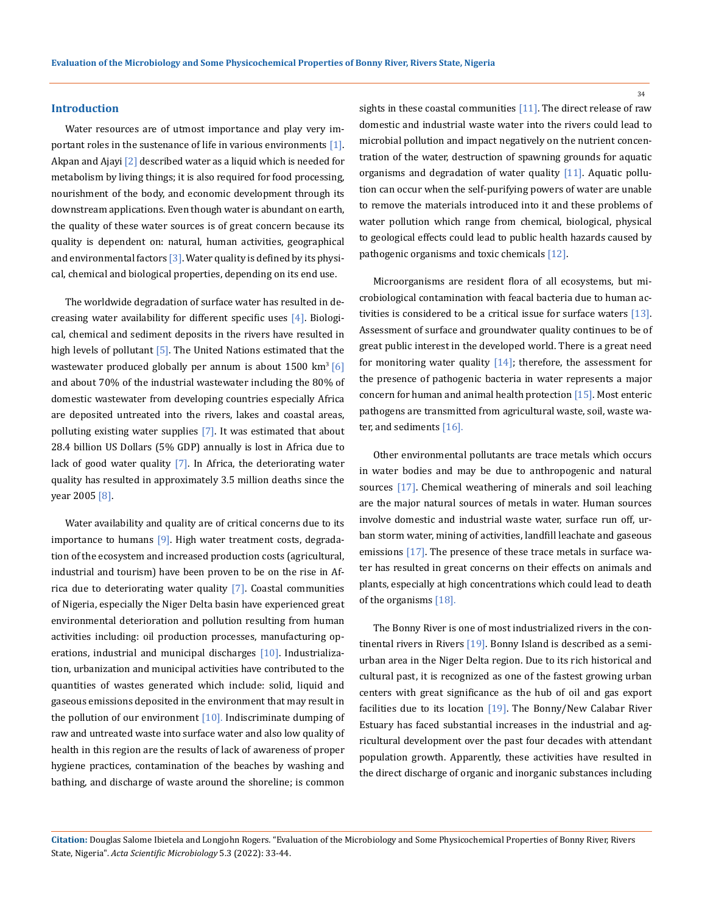## Introduction

Water resources are of utmost importance and play very important roles in the sustenance of life in various environments [1]. Akpan and Ajayi [2] described water as a liquid which is needed for metabolism by living things; it is also required for food processing, nourishment of the body, and economic development through its downstream applications. Even though water is abundant on earth, the quality of these water sources is of great concern because its quality is dependent on: natural, human activities, geographical and environmental factors [3]. Water quality is defined by its physical, chemical and biological properties, depending on its end use.

The worldwide degradation of surface water has resulted in decreasing water availability for different specific uses [4]. Biological, chemical and sediment deposits in the rivers have resulted in high levels of pollutant [5]. The United Nations estimated that the wastewater produced globally per annum is about 1500 km$^3$ [6] and about 70% of the industrial wastewater including the 80% of domestic wastewater from developing countries especially Africa are deposited untreated into the rivers, lakes and coastal areas, polluting existing water supplies [7]. It was estimated that about 28.4 billion US Dollars (5% GDP) annually is lost in Africa due to lack of good water quality [7]. In Africa, the deteriorating water quality has resulted in approximately 3.5 million deaths since the year 2005 [8].

Water availability and quality are of critical concerns due to its importance to humans [9]. High water treatment costs, degradation of the ecosystem and increased production costs (agricultural, industrial and tourism) have been proven to be on the rise in Africa due to deteriorating water quality [7]. Coastal communities of Nigeria, especially the Niger Delta basin have experienced great environmental deterioration and pollution resulting from human activities including: oil production processes, manufacturing operations, industrial and municipal discharges [10]. Industrialization, urbanization and municipal activities have contributed to the quantities of wastes generated which include: solid, liquid and gaseous emissions deposited in the environment that may result in the pollution of our environment [10]. Indiscriminate dumping of raw and untreated waste into surface water and also low quality of health in this region are the results of lack of awareness of proper hygiene practices, contamination of the beaches by washing and bathing, and discharge of waste around the shoreline; is common sights in these coastal communities [11]. The direct release of raw domestic and industrial waste water into the rivers could lead to microbial pollution and impact negatively on the nutrient concentration of the water, destruction of spawning grounds for aquatic organisms and degradation of water quality [11]. Aquatic pollution can occur when the self-purifying powers of water are unable to remove the materials introduced into it and these problems of water pollution which range from chemical, biological, physical to geological effects could lead to public health hazards caused by pathogenic organisms and toxic chemicals [12].

Microorganisms are resident flora of all ecosystems, but microbiological contamination with feacal bacteria due to human activities is considered to be a critical issue for surface waters [13]. Assessment of surface and groundwater quality continues to be of great public interest in the developed world. There is a great need for monitoring water quality [14]; therefore, the assessment for the presence of pathogenic bacteria in water represents a major concern for human and animal health protection [15]. Most enteric pathogens are transmitted from agricultural waste, soil, waste water, and sediments [16].

Other environmental pollutants are trace metals which occurs in water bodies and may be due to anthropogenic and natural sources [17]. Chemical weathering of minerals and soil leaching are the major natural sources of metals in water. Human sources involve domestic and industrial waste water, surface run off, urban storm water, mining of activities, landfill leachate and gaseous emissions [17]. The presence of these trace metals in surface water has resulted in great concerns on their effects on animals and plants, especially at high concentrations which could lead to death of the organisms [18].

The Bonny River is one of most industrialized rivers in the continental rivers in Rivers [19]. Bonny Island is described as a semi-urban area in the Niger Delta region. Due to its rich historical and cultural past, it is recognized as one of the fastest growing urban centers with great significance as the hub of oil and gas export facilities due to its location [19]. The Bonny/New Calabar River Estuary has faced substantial increases in the industrial and agricultural development over the past four decades with attendant population growth. Apparently, these activities have resulted in the direct discharge of organic and inorganic substances including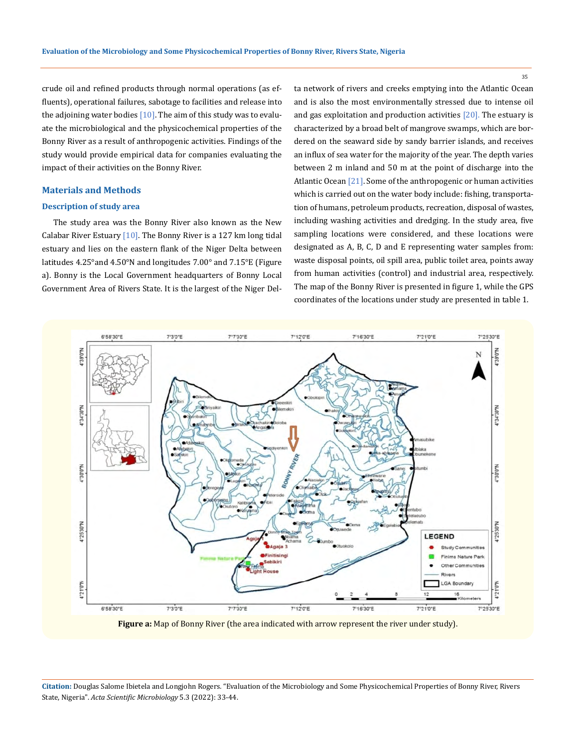crude oil and refined products through normal operations (as effluents), operational failures, sabotage to facilities and release into the adjoining water bodies [10]. The aim of this study was to evaluate the microbiological and the physicochemical properties of the Bonny River as a result of anthropogenic activities. Findings of the study would provide empirical data for companies evaluating the impact of their activities on the Bonny River.

## Materials and Methods

### Description of study area

The study area was the Bonny River also known as the New Calabar River Estuary [10]. The Bonny River is a 127 km long tidal estuary and lies on the eastern flank of the Niger Delta between latitudes 4.25°and 4.50°N and longitudes 7.00° and 7.15°E (Figure a). Bonny is the Local Government headquarters of Bonny Local Government Area of Rivers State. It is the largest of the Niger Delta network of rivers and creeks emptying into the Atlantic Ocean and is also the most environmentally stressed due to intense oil and gas exploitation and production activities [20]. The estuary is characterized by a broad belt of mangrove swamps, which are bordered on the seaward side by sandy barrier islands, and receives an influx of sea water for the majority of the year. The depth varies between 2 m inland and 50 m at the point of discharge into the Atlantic Ocean [21]. Some of the anthropogenic or human activities which is carried out on the water body include: fishing, transportation of humans, petroleum products, recreation, disposal of wastes, including washing activities and dredging. In the study area, five sampling locations were considered, and these locations were designated as A, B, C, D and E representing water samples from: waste disposal points, oil spill area, public toilet area, points away from human activities (control) and industrial area, respectively. The map of the Bonny River is presented in figure 1, while the GPS coordinates of the locations under study are presented in table 1.

**Figure a:** Map of Bonny River (the area indicated with arrow represent the river under study).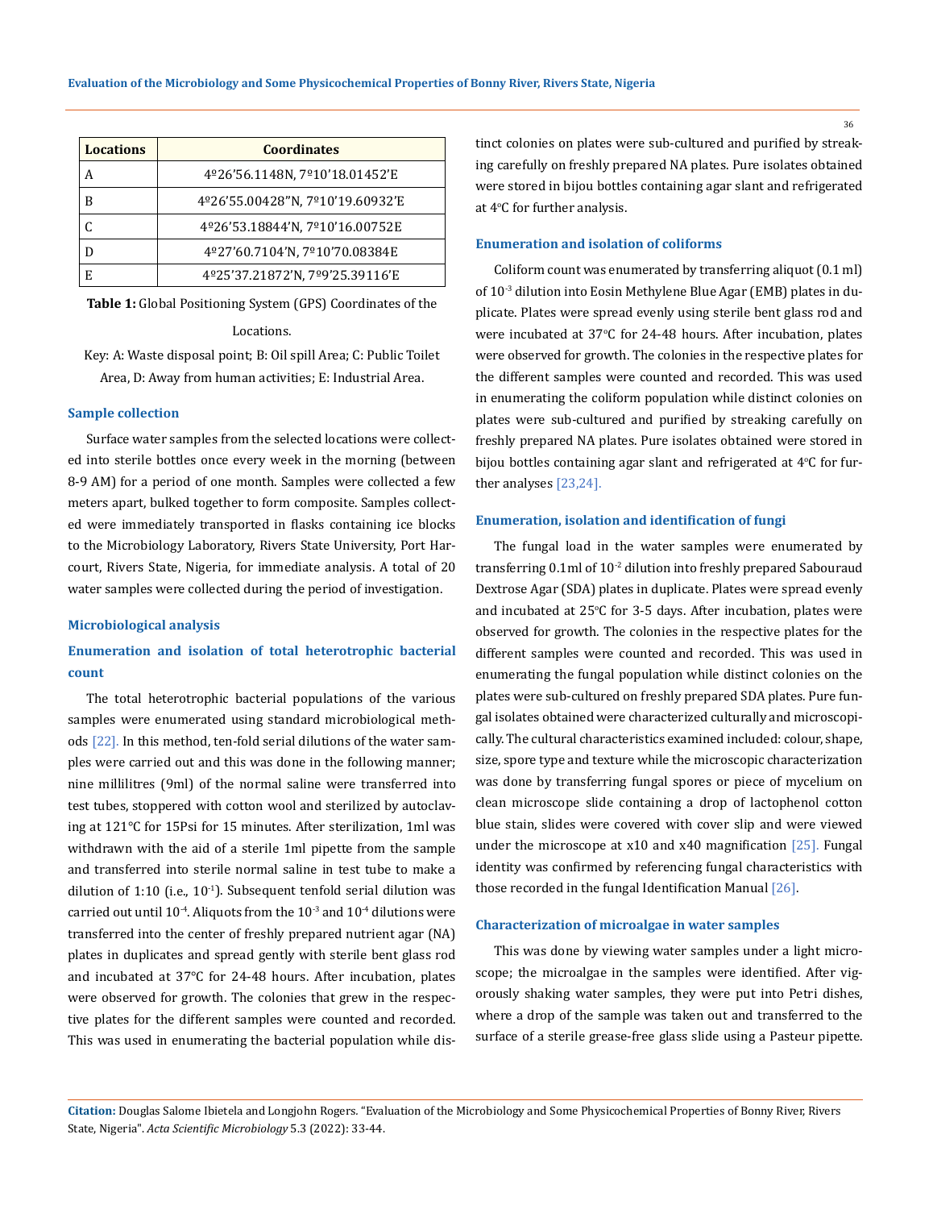| Locations | Coordinates |
|---|---|
| A | 4º26'56.1148N, 7º10'18.01452'E |
| B | 4º26'55.00428"N, 7º10'19.60932'E |
| C | 4º26'53.18844'N, 7º10'16.00752E |
| D | 4º27'60.7104'N, 7º10'70.08384E |
| E | 4º25'37.21872'N, 7º9'25.39116'E |

**Table 1:** Global Positioning System (GPS) Coordinates of the Locations.

Key: A: Waste disposal point; B: Oil spill Area; C: Public Toilet Area, D: Away from human activities; E: Industrial Area.

## Sample collection

Surface water samples from the selected locations were collected into sterile bottles once every week in the morning (between 8-9 AM) for a period of one month. Samples were collected a few meters apart, bulked together to form composite. Samples collected were immediately transported in flasks containing ice blocks to the Microbiology Laboratory, Rivers State University, Port Harcourt, Rivers State, Nigeria, for immediate analysis. A total of 20 water samples were collected during the period of investigation.

## Microbiological analysis

### Enumeration and isolation of total heterotrophic bacterial count

The total heterotrophic bacterial populations of the various samples were enumerated using standard microbiological methods [22]. In this method, ten-fold serial dilutions of the water samples were carried out and this was done in the following manner; nine millilitres (9ml) of the normal saline were transferred into test tubes, stoppered with cotton wool and sterilized by autoclaving at 121°C for 15Psi for 15 minutes. After sterilization, 1ml was withdrawn with the aid of a sterile 1ml pipette from the sample and transferred into sterile normal saline in test tube to make a dilution of 1:10 (i.e., $10^{-1}$). Subsequent tenfold serial dilution was carried out until $10^{-4}$. Aliquots from the $10^{-3}$ and $10^{-4}$ dilutions were transferred into the center of freshly prepared nutrient agar (NA) plates in duplicates and spread gently with sterile bent glass rod and incubated at 37°C for 24-48 hours. After incubation, plates were observed for growth. The colonies that grew in the respective plates for the different samples were counted and recorded. This was used in enumerating the bacterial population while distinct colonies on plates were sub-cultured and purified by streaking carefully on freshly prepared NA plates. Pure isolates obtained were stored in bijou bottles containing agar slant and refrigerated at 4°C for further analysis.

### Enumeration and isolation of coliforms

Coliform count was enumerated by transferring aliquot (0.1 ml) of $10^{-3}$ dilution into Eosin Methylene Blue Agar (EMB) plates in duplicate. Plates were spread evenly using sterile bent glass rod and were incubated at 37°C for 24-48 hours. After incubation, plates were observed for growth. The colonies in the respective plates for the different samples were counted and recorded. This was used in enumerating the coliform population while distinct colonies on plates were sub-cultured and purified by streaking carefully on freshly prepared NA plates. Pure isolates obtained were stored in bijou bottles containing agar slant and refrigerated at 4°C for further analyses [23,24].

### Enumeration, isolation and identification of fungi

The fungal load in the water samples were enumerated by transferring 0.1ml of $10^{-2}$ dilution into freshly prepared Sabouraud Dextrose Agar (SDA) plates in duplicate. Plates were spread evenly and incubated at 25°C for 3-5 days. After incubation, plates were observed for growth. The colonies in the respective plates for the different samples were counted and recorded. This was used in enumerating the fungal population while distinct colonies on the plates were sub-cultured on freshly prepared SDA plates. Pure fungal isolates obtained were characterized culturally and microscopically. The cultural characteristics examined included: colour, shape, size, spore type and texture while the microscopic characterization was done by transferring fungal spores or piece of mycelium on clean microscope slide containing a drop of lactophenol cotton blue stain, slides were covered with cover slip and were viewed under the microscope at x10 and x40 magnification [25]. Fungal identity was confirmed by referencing fungal characteristics with those recorded in the fungal Identification Manual [26].

### Characterization of microalgae in water samples

This was done by viewing water samples under a light microscope; the microalgae in the samples were identified. After vigorously shaking water samples, they were put into Petri dishes, where a drop of the sample was taken out and transferred to the surface of a sterile grease-free glass slide using a Pasteur pipette.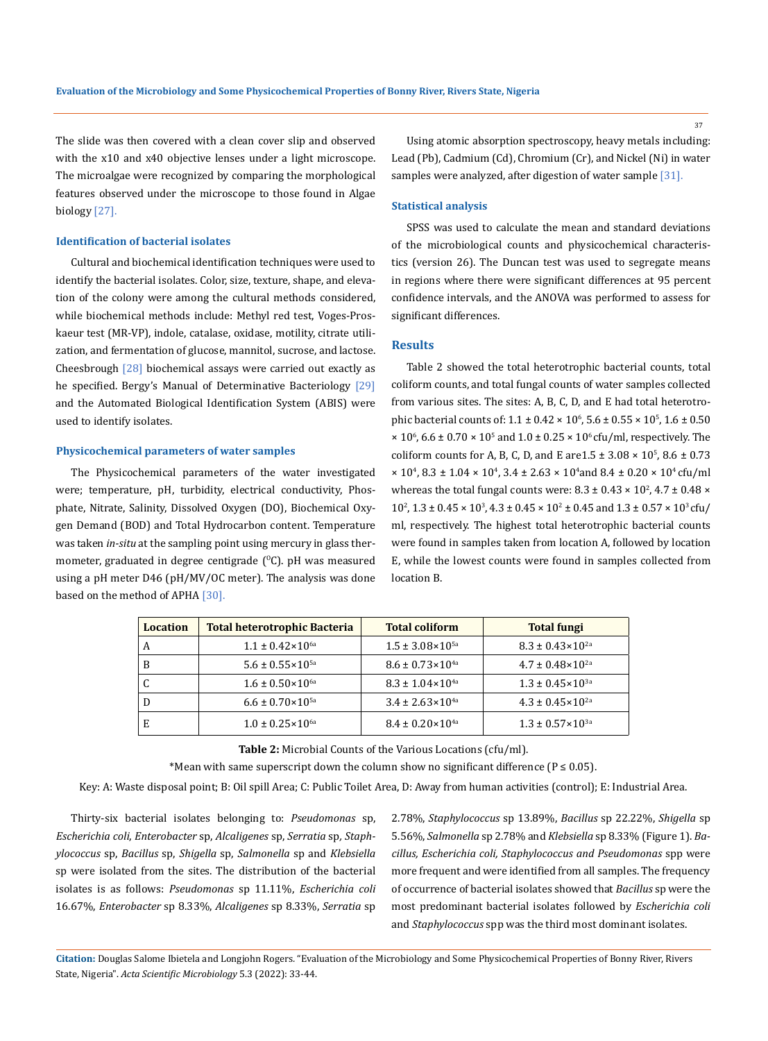The slide was then covered with a clean cover slip and observed with the x10 and x40 objective lenses under a light microscope. The microalgae were recognized by comparing the morphological features observed under the microscope to those found in Algae biology [27].

### Identification of bacterial isolates

Cultural and biochemical identification techniques were used to identify the bacterial isolates. Color, size, texture, shape, and elevation of the colony were among the cultural methods considered, while biochemical methods include: Methyl red test, Voges-Proskaeur test (MR-VP), indole, catalase, oxidase, motility, citrate utilization, and fermentation of glucose, mannitol, sucrose, and lactose. Cheesbrough [28] biochemical assays were carried out exactly as he specified. Bergy's Manual of Determinative Bacteriology [29] and the Automated Biological Identification System (ABIS) were used to identify isolates.

### Physicochemical parameters of water samples

The Physicochemical parameters of the water investigated were; temperature, pH, turbidity, electrical conductivity, Phosphate, Nitrate, Salinity, Dissolved Oxygen (DO), Biochemical Oxygen Demand (BOD) and Total Hydrocarbon content. Temperature was taken *in-situ* at the sampling point using mercury in glass thermometer, graduated in degree centigrade ($^0$C). pH was measured using a pH meter D46 (pH/MV/OC meter). The analysis was done based on the method of APHA [30].

Using atomic absorption spectroscopy, heavy metals including: Lead (Pb), Cadmium (Cd), Chromium (Cr), and Nickel (Ni) in water samples were analyzed, after digestion of water sample [31].

### Statistical analysis

SPSS was used to calculate the mean and standard deviations of the microbiological counts and physicochemical characteristics (version 26). The Duncan test was used to segregate means in regions where there were significant differences at 95 percent confidence intervals, and the ANOVA was performed to assess for significant differences.

## Results

Table 2 showed the total heterotrophic bacterial counts, total coliform counts, and total fungal counts of water samples collected from various sites. The sites: A, B, C, D, and E had total heterotrophic bacterial counts of: $1.1 \pm 0.42 \times 10^6$, $5.6 \pm 0.55 \times 10^5$, $1.6 \pm 0.50 \times 10^6$, $6.6 \pm 0.70 \times 10^5$ and $1.0 \pm 0.25 \times 10^6$ cfu/ml, respectively. The coliform counts for A, B, C, D, and E are$1.5 \pm 3.08 \times 10^5$, $8.6 \pm 0.73 \times 10^4$, $8.3 \pm 1.04 \times 10^4$, $3.4 \pm 2.63 \times 10^4$and $8.4 \pm 0.20 \times 10^4$ cfu/ml whereas the total fungal counts were: $8.3 \pm 0.43 \times 10^2$, $4.7 \pm 0.48 \times 10^2$, $1.3 \pm 0.45 \times 10^3$, $4.3 \pm 0.45 \times 10^2 \pm 0.45$ and $1.3 \pm 0.57 \times 10^3$ cfu/ml, respectively. The highest total heterotrophic bacterial counts were found in samples taken from location A, followed by location E, while the lowest counts were found in samples collected from location B.

| Location | Total heterotrophic Bacteria | Total coliform | Total fungi |
|---|---|---|---|
| A | $1.1 \pm 0.42 \times 10^{6a}$ | $1.5 \pm 3.08 \times 10^{5a}$ | $8.3 \pm 0.43 \times 10^{2a}$ |
| B | $5.6 \pm 0.55 \times 10^{5a}$ | $8.6 \pm 0.73 \times 10^{4a}$ | $4.7 \pm 0.48 \times 10^{2a}$ |
| C | $1.6 \pm 0.50 \times 10^{6a}$ | $8.3 \pm 1.04 \times 10^{4a}$ | $1.3 \pm 0.45 \times 10^{3a}$ |
| D | $6.6 \pm 0.70 \times 10^{5a}$ | $3.4 \pm 2.63 \times 10^{4a}$ | $4.3 \pm 0.45 \times 10^{2a}$ |
| E | $1.0 \pm 0.25 \times 10^{6a}$ | $8.4 \pm 0.20 \times 10^{4a}$ | $1.3 \pm 0.57 \times 10^{3a}$ |

**Table 2:** Microbial Counts of the Various Locations (cfu/ml).

*Mean with same superscript down the column show no significant difference (P ≤ 0.05).

Key: A: Waste disposal point; B: Oil spill Area; C: Public Toilet Area, D: Away from human activities (control); E: Industrial Area.

Thirty-six bacterial isolates belonging to: *Pseudomonas* sp, *Escherichia coli*, *Enterobacter* sp, *Alcaligenes* sp, *Serratia* sp, *Staphylococcus* sp, *Bacillus* sp, *Shigella* sp, *Salmonella* sp and *Klebsiella* sp were isolated from the sites. The distribution of the bacterial isolates is as follows: *Pseudomonas* sp 11.11%, *Escherichia coli* 16.67%, *Enterobacter* sp 8.33%, *Alcaligenes* sp 8.33%, *Serratia* sp 2.78%, *Staphylococcus* sp 13.89%, *Bacillus* sp 22.22%, *Shigella* sp 5.56%, *Salmonella* sp 2.78% and *Klebsiella* sp 8.33% (Figure 1). *Bacillus, Escherichia coli, Staphylococcus and Pseudomonas* spp were more frequent and were identified from all samples. The frequency of occurrence of bacterial isolates showed that *Bacillus* sp were the most predominant bacterial isolates followed by *Escherichia coli* and *Staphylococcus* spp was the third most dominant isolates.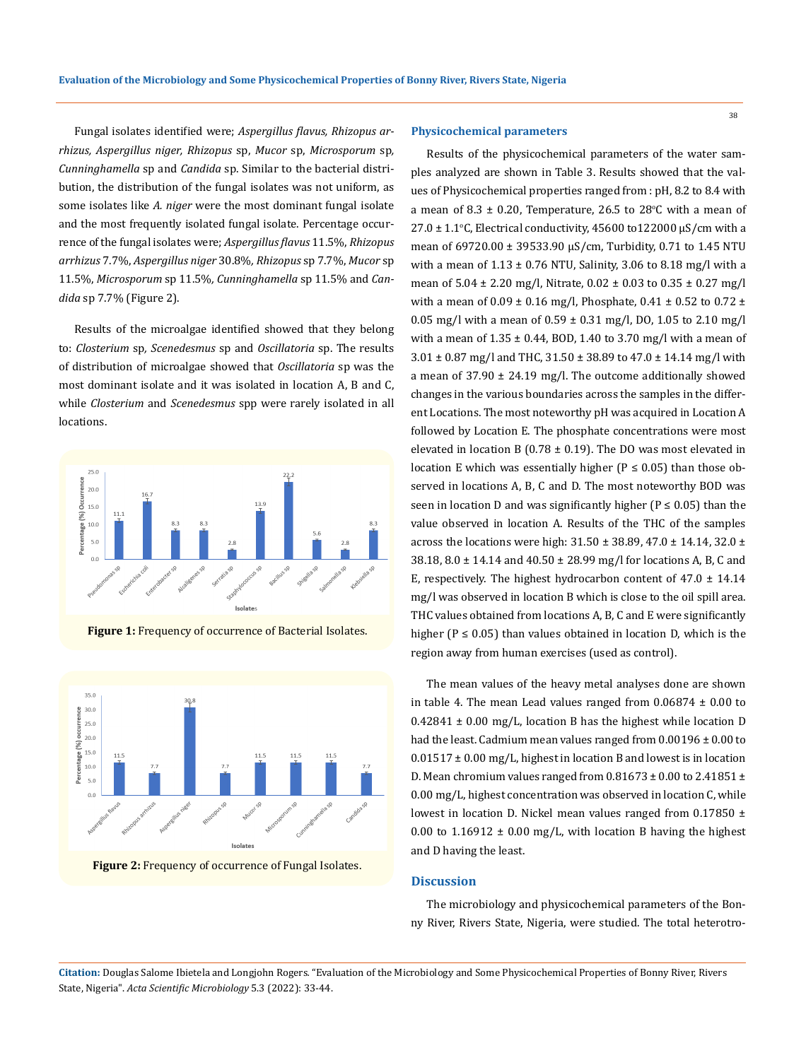Fungal isolates identified were; *Aspergillus flavus, Rhizopus arrhizus, Aspergillus niger, Rhizopus* sp, *Mucor* sp, *Microsporum* sp, *Cunninghamella* sp and *Candida* sp. Similar to the bacterial distribution, the distribution of the fungal isolates was not uniform, as some isolates like *A. niger* were the most dominant fungal isolate and the most frequently isolated fungal isolate. Percentage occurrence of the fungal isolates were; *Aspergillus flavus* 11.5%, *Rhizopus arrhizus* 7.7%, *Aspergillus niger* 30.8%, *Rhizopus* sp 7.7%, *Mucor* sp 11.5%, *Microsporum* sp 11.5%, *Cunninghamella* sp 11.5% and *Candida* sp 7.7% (Figure 2).

Results of the microalgae identified showed that they belong to: *Closterium* sp, *Scenedesmus* sp and *Oscillatoria* sp. The results of distribution of microalgae showed that *Oscillatoria* sp was the most dominant isolate and it was isolated in location A, B and C, while *Closterium* and *Scenedesmus* spp were rarely isolated in all locations.

**Figure 1:** Frequency of occurrence of Bacterial Isolates.

**Figure 2:** Frequency of occurrence of Fungal Isolates.

### Physicochemical parameters

Results of the physicochemical parameters of the water samples analyzed are shown in Table 3. Results showed that the values of Physicochemical properties ranged from : pH, 8.2 to 8.4 with a mean of 8.3 ± 0.20, Temperature, 26.5 to 28°C with a mean of 27.0 ± 1.1°C, Electrical conductivity, 45600 to122000 µS/cm with a mean of 69720.00 ± 39533.90 µS/cm, Turbidity, 0.71 to 1.45 NTU with a mean of 1.13 ± 0.76 NTU, Salinity, 3.06 to 8.18 mg/l with a mean of 5.04 ± 2.20 mg/l, Nitrate, 0.02 ± 0.03 to 0.35 ± 0.27 mg/l with a mean of 0.09 ± 0.16 mg/l, Phosphate, 0.41 ± 0.52 to 0.72 ± 0.05 mg/l with a mean of 0.59 ± 0.31 mg/l, DO, 1.05 to 2.10 mg/l with a mean of 1.35 ± 0.44, BOD, 1.40 to 3.70 mg/l with a mean of 3.01 ± 0.87 mg/l and THC, 31.50 ± 38.89 to 47.0 ± 14.14 mg/l with a mean of 37.90 ± 24.19 mg/l. The outcome additionally showed changes in the various boundaries across the samples in the different Locations. The most noteworthy pH was acquired in Location A followed by Location E. The phosphate concentrations were most elevated in location B (0.78 ± 0.19). The DO was most elevated in location E which was essentially higher ($P \leq 0.05$) than those observed in locations A, B, C and D. The most noteworthy BOD was seen in location D and was significantly higher ($P \leq 0.05$) than the value observed in location A. Results of the THC of the samples across the locations were high: 31.50 ± 38.89, 47.0 ± 14.14, 32.0 ± 38.18, 8.0 ± 14.14 and 40.50 ± 28.99 mg/l for locations A, B, C and E, respectively. The highest hydrocarbon content of 47.0 ± 14.14 mg/l was observed in location B which is close to the oil spill area. THC values obtained from locations A, B, C and E were significantly higher ($P \leq 0.05$) than values obtained in location D, which is the region away from human exercises (used as control).

The mean values of the heavy metal analyses done are shown in table 4. The mean Lead values ranged from 0.06874 ± 0.00 to 0.42841 ± 0.00 mg/L, location B has the highest while location D had the least. Cadmium mean values ranged from 0.00196 ± 0.00 to 0.01517 ± 0.00 mg/L, highest in location B and lowest is in location D. Mean chromium values ranged from 0.81673 ± 0.00 to 2.41851 ± 0.00 mg/L, highest concentration was observed in location C, while lowest in location D. Nickel mean values ranged from 0.17850 ± 0.00 to 1.16912 ± 0.00 mg/L, with location B having the highest and D having the least.

## Discussion

The microbiology and physicochemical parameters of the Bonny River, Rivers State, Nigeria, were studied. The total heterotro-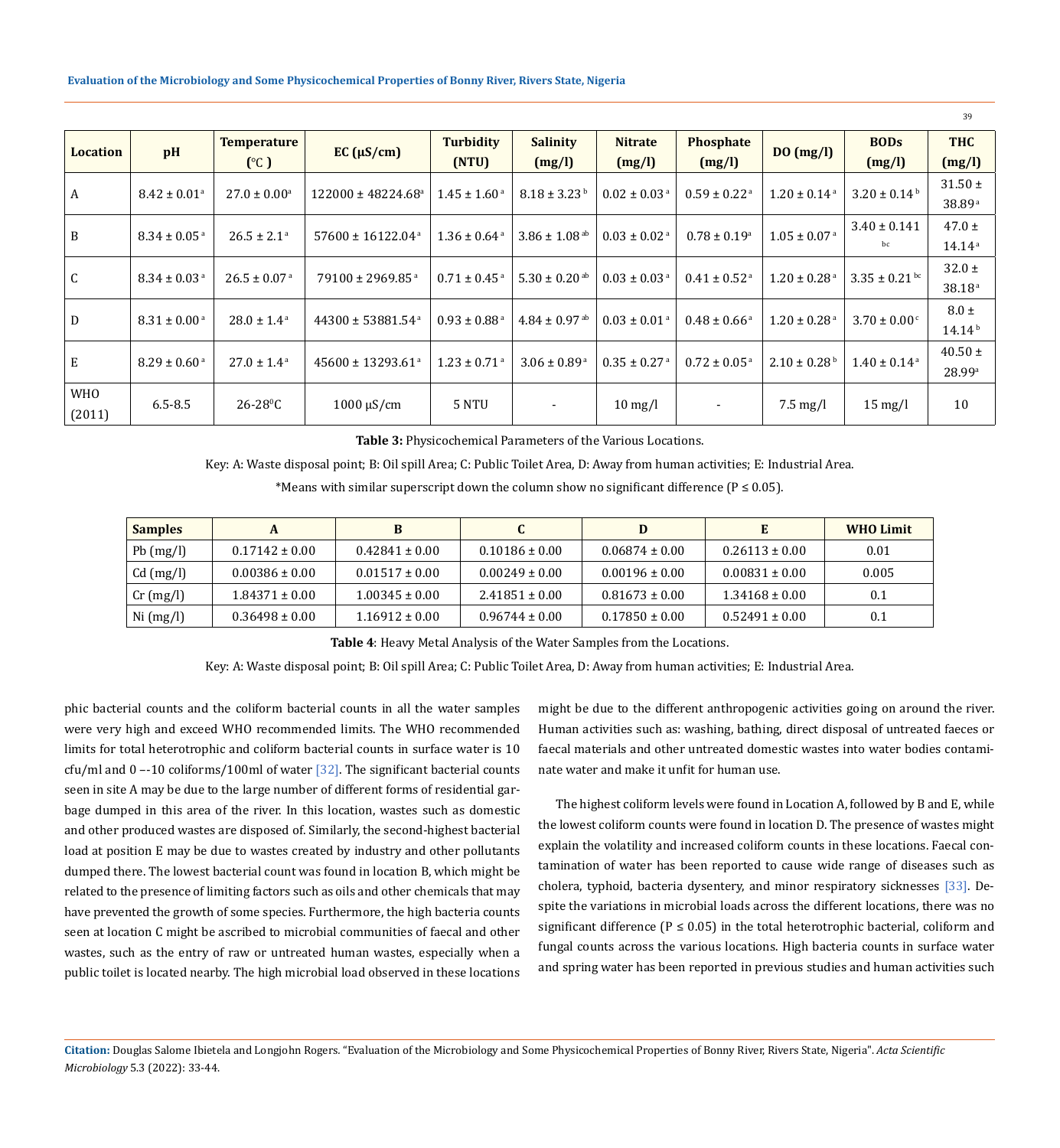| Location | pH | Temperature (°C ) | EC (μS/cm) | Turbidity (NTU) | Salinity (mg/l) | Nitrate (mg/l) | Phosphate (mg/l) | DO (mg/l) | BODs (mg/l) | THC (mg/l) |
|---|---|---|---|---|---|---|---|---|---|---|
| A | 8.42 ± 0.01[a] | 27.0 ± 0.00[a] | 122000 ± 48224.68[a] | 1.45 ± 1.60[a] | 8.18 ± 3.23[b] | 0.02 ± 0.03[a] | 0.59 ± 0.22[a] | 1.20 ± 0.14[a] | 3.20 ± 0.14[b] | 31.50 ± 38.89[a] |
| B | 8.34 ± 0.05[a] | 26.5 ± 2.1[a] | 57600 ± 16122.04[a] | 1.36 ± 0.64[a] | 3.86 ± 1.08[ab] | 0.03 ± 0.02[a] | 0.78 ± 0.19[a] | 1.05 ± 0.07[a] | 3.40 ± 0.141[bc] | 47.0 ± 14.14[a] |
| C | 8.34 ± 0.03[a] | 26.5 ± 0.07[a] | 79100 ± 2969.85[a] | 0.71 ± 0.45[a] | 5.30 ± 0.20[ab] | 0.03 ± 0.03[a] | 0.41 ± 0.52[a] | 1.20 ± 0.28[a] | 3.35 ± 0.21[bc] | 32.0 ± 38.18[a] |
| D | 8.31 ± 0.00[a] | 28.0 ± 1.4[a] | 44300 ± 53881.54[a] | 0.93 ± 0.88[a] | 4.84 ± 0.97[ab] | 0.03 ± 0.01[a] | 0.48 ± 0.66[a] | 1.20 ± 0.28[a] | 3.70 ± 0.00[c] | 8.0 ± 14.14[b] |
| E | 8.29 ± 0.60[a] | 27.0 ± 1.4[a] | 45600 ± 13293.61[a] | 1.23 ± 0.71[a] | 3.06 ± 0.89[a] | 0.35 ± 0.27[a] | 0.72 ± 0.05[a] | 2.10 ± 0.28[b] | 1.40 ± 0.14[a] | 40.50 ± 28.99[a] |
| WHO (2011) | 6.5-8.5 | 26-28$^0$C | 1000 μS/cm | 5 NTU | - | 10 mg/l | - | 7.5 mg/l | 15 mg/l | 10 |

**Table 3:** Physicochemical Parameters of the Various Locations.

Key: A: Waste disposal point; B: Oil spill Area; C: Public Toilet Area, D: Away from human activities; E: Industrial Area.

*Means with similar superscript down the column show no significant difference (P ≤ 0.05).

| Samples | A | B | C | D | E | WHO Limit |
|---|---|---|---|---|---|---|
| Pb (mg/l) | 0.17142 ± 0.00 | 0.42841 ± 0.00 | 0.10186 ± 0.00 | 0.06874 ± 0.00 | 0.26113 ± 0.00 | 0.01 |
| Cd (mg/l) | 0.00386 ± 0.00 | 0.01517 ± 0.00 | 0.00249 ± 0.00 | 0.00196 ± 0.00 | 0.00831 ± 0.00 | 0.005 |
| Cr (mg/l) | 1.84371 ± 0.00 | 1.00345 ± 0.00 | 2.41851 ± 0.00 | 0.81673 ± 0.00 | 1.34168 ± 0.00 | 0.1 |
| Ni (mg/l) | 0.36498 ± 0.00 | 1.16912 ± 0.00 | 0.96744 ± 0.00 | 0.17850 ± 0.00 | 0.52491 ± 0.00 | 0.1 |

**Table 4**: Heavy Metal Analysis of the Water Samples from the Locations.

Key: A: Waste disposal point; B: Oil spill Area; C: Public Toilet Area, D: Away from human activities; E: Industrial Area.

phic bacterial counts and the coliform bacterial counts in all the water samples were very high and exceed WHO recommended limits. The WHO recommended limits for total heterotrophic and coliform bacterial counts in surface water is 10 cfu/ml and 0 –-10 coliforms/100ml of water [32]. The significant bacterial counts seen in site A may be due to the large number of different forms of residential garbage dumped in this area of the river. In this location, wastes such as domestic and other produced wastes are disposed of. Similarly, the second-highest bacterial load at position E may be due to wastes created by industry and other pollutants dumped there. The lowest bacterial count was found in location B, which might be related to the presence of limiting factors such as oils and other chemicals that may have prevented the growth of some species. Furthermore, the high bacteria counts seen at location C might be ascribed to microbial communities of faecal and other wastes, such as the entry of raw or untreated human wastes, especially when a public toilet is located nearby. The high microbial load observed in these locations might be due to the different anthropogenic activities going on around the river. Human activities such as: washing, bathing, direct disposal of untreated faeces or faecal materials and other untreated domestic wastes into water bodies contaminate water and make it unfit for human use.

The highest coliform levels were found in Location A, followed by B and E, while the lowest coliform counts were found in location D. The presence of wastes might explain the volatility and increased coliform counts in these locations. Faecal contamination of water has been reported to cause wide range of diseases such as cholera, typhoid, bacteria dysentery, and minor respiratory sicknesses [33]. Despite the variations in microbial loads across the different locations, there was no significant difference (P ≤ 0.05) in the total heterotrophic bacterial, coliform and fungal counts across the various locations. High bacteria counts in surface water and spring water has been reported in previous studies and human activities such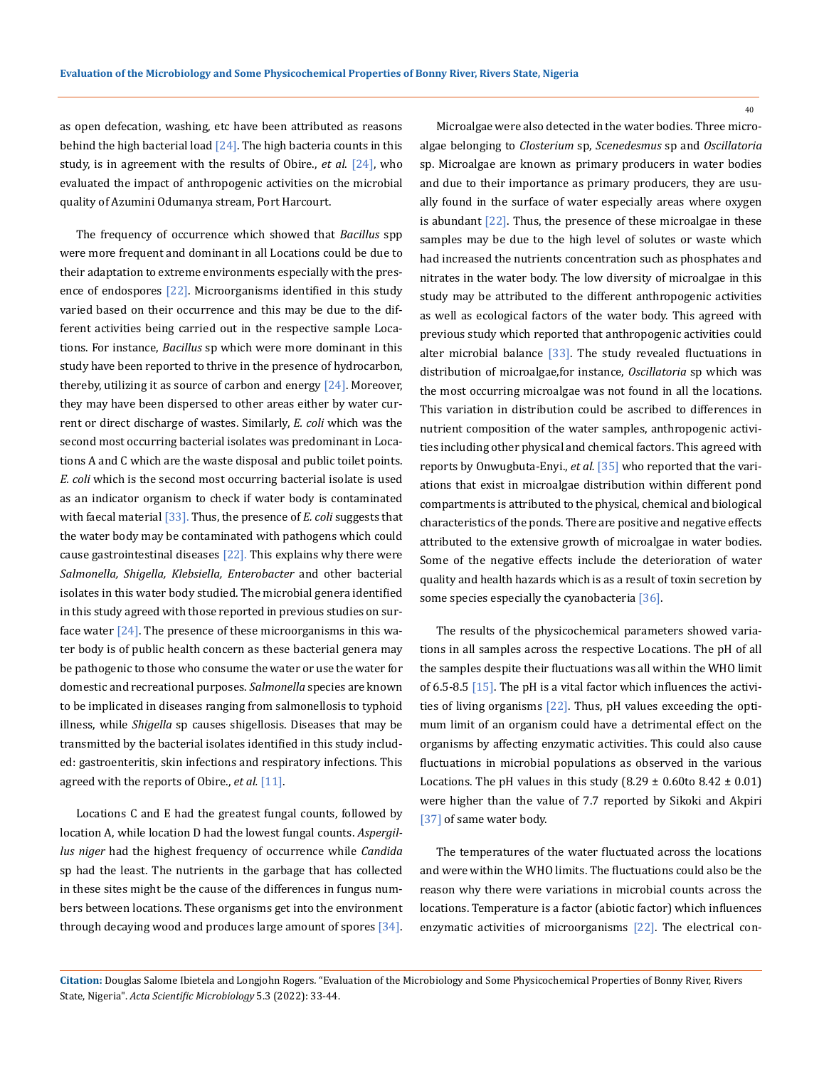as open defecation, washing, etc have been attributed as reasons behind the high bacterial load [24]. The high bacteria counts in this study, is in agreement with the results of Obire., *et al*. [24], who evaluated the impact of anthropogenic activities on the microbial quality of Azumini Odumanya stream, Port Harcourt.

The frequency of occurrence which showed that *Bacillus* spp were more frequent and dominant in all Locations could be due to their adaptation to extreme environments especially with the presence of endospores [22]. Microorganisms identified in this study varied based on their occurrence and this may be due to the different activities being carried out in the respective sample Locations. For instance, *Bacillus* sp which were more dominant in this study have been reported to thrive in the presence of hydrocarbon, thereby, utilizing it as source of carbon and energy [24]. Moreover, they may have been dispersed to other areas either by water current or direct discharge of wastes. Similarly, *E. coli* which was the second most occurring bacterial isolates was predominant in Locations A and C which are the waste disposal and public toilet points. *E. coli* which is the second most occurring bacterial isolate is used as an indicator organism to check if water body is contaminated with faecal material [33]. Thus, the presence of *E. coli* suggests that the water body may be contaminated with pathogens which could cause gastrointestinal diseases [22]. This explains why there were *Salmonella, Shigella, Klebsiella, Enterobacter* and other bacterial isolates in this water body studied. The microbial genera identified in this study agreed with those reported in previous studies on surface water [24]. The presence of these microorganisms in this water body is of public health concern as these bacterial genera may be pathogenic to those who consume the water or use the water for domestic and recreational purposes. *Salmonella* species are known to be implicated in diseases ranging from salmonellosis to typhoid illness, while *Shigella* sp causes shigellosis. Diseases that may be transmitted by the bacterial isolates identified in this study included: gastroenteritis, skin infections and respiratory infections. This agreed with the reports of Obire., *et al.* [11].

Locations C and E had the greatest fungal counts, followed by location A, while location D had the lowest fungal counts. *Aspergillus niger* had the highest frequency of occurrence while *Candida* sp had the least. The nutrients in the garbage that has collected in these sites might be the cause of the differences in fungus numbers between locations. These organisms get into the environment through decaying wood and produces large amount of spores [34].

Microalgae were also detected in the water bodies. Three microalgae belonging to *Closterium* sp, *Scenedesmus* sp and *Oscillatoria* sp. Microalgae are known as primary producers in water bodies and due to their importance as primary producers, they are usually found in the surface of water especially areas where oxygen is abundant [22]. Thus, the presence of these microalgae in these samples may be due to the high level of solutes or waste which had increased the nutrients concentration such as phosphates and nitrates in the water body. The low diversity of microalgae in this study may be attributed to the different anthropogenic activities as well as ecological factors of the water body. This agreed with previous study which reported that anthropogenic activities could alter microbial balance [33]. The study revealed fluctuations in distribution of microalgae,for instance, *Oscillatoria* sp which was the most occurring microalgae was not found in all the locations. This variation in distribution could be ascribed to differences in nutrient composition of the water samples, anthropogenic activities including other physical and chemical factors. This agreed with reports by Onwugbuta-Enyi., *et al.* [35] who reported that the variations that exist in microalgae distribution within different pond compartments is attributed to the physical, chemical and biological characteristics of the ponds. There are positive and negative effects attributed to the extensive growth of microalgae in water bodies. Some of the negative effects include the deterioration of water quality and health hazards which is as a result of toxin secretion by some species especially the cyanobacteria [36].

The results of the physicochemical parameters showed variations in all samples across the respective Locations. The pH of all the samples despite their fluctuations was all within the WHO limit of 6.5-8.5 [15]. The pH is a vital factor which influences the activities of living organisms [22]. Thus, pH values exceeding the optimum limit of an organism could have a detrimental effect on the organisms by affecting enzymatic activities. This could also cause fluctuations in microbial populations as observed in the various Locations. The pH values in this study ($8.29 \pm 0.60$to $8.42 \pm 0.01$) were higher than the value of 7.7 reported by Sikoki and Akpiri [37] of same water body.

The temperatures of the water fluctuated across the locations and were within the WHO limits. The fluctuations could also be the reason why there were variations in microbial counts across the locations. Temperature is a factor (abiotic factor) which influences enzymatic activities of microorganisms [22]. The electrical con-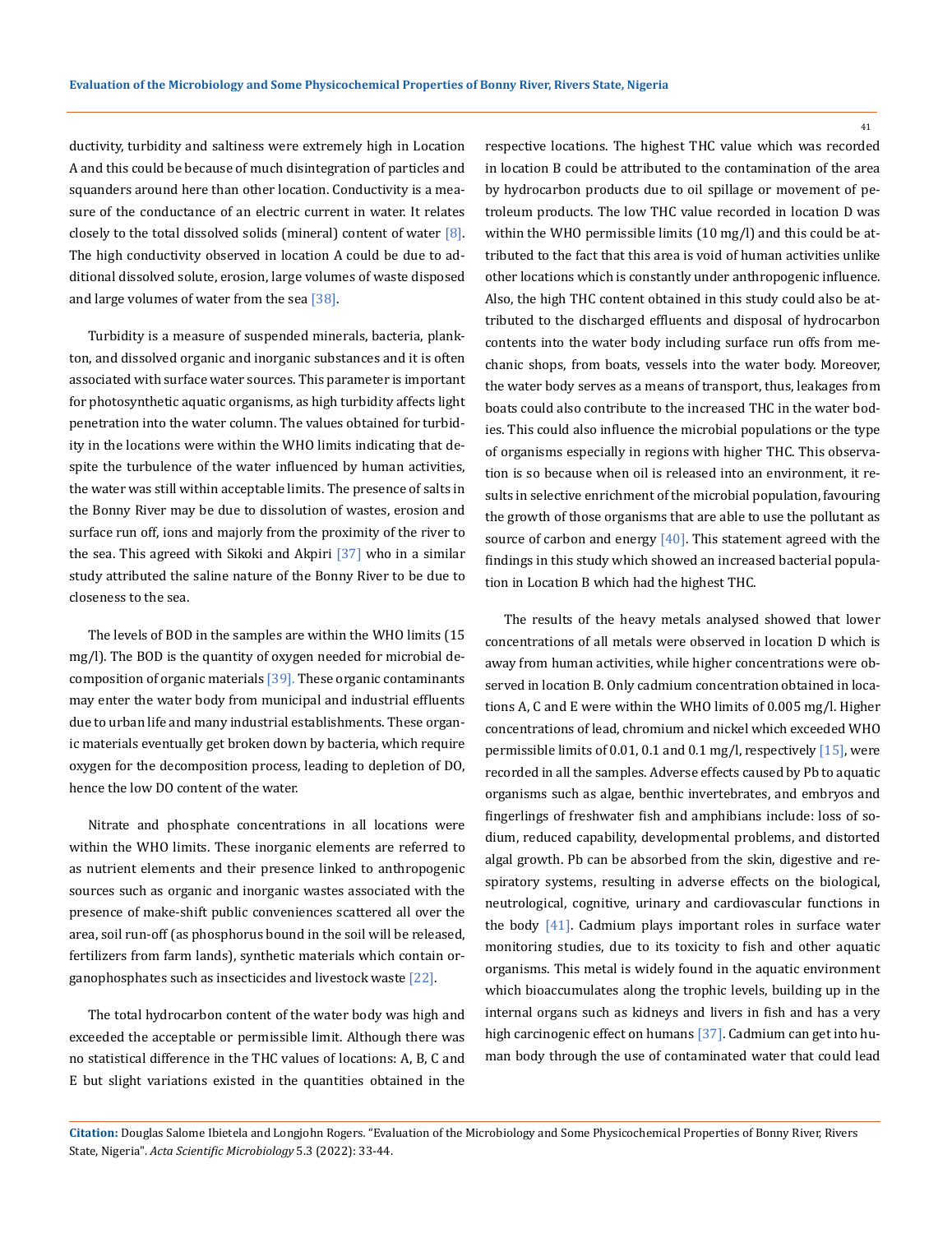ductivity, turbidity and saltiness were extremely high in Location A and this could be because of much disintegration of particles and squanders around here than other location. Conductivity is a measure of the conductance of an electric current in water. It relates closely to the total dissolved solids (mineral) content of water [8]. The high conductivity observed in location A could be due to additional dissolved solute, erosion, large volumes of waste disposed and large volumes of water from the sea [38].

Turbidity is a measure of suspended minerals, bacteria, plankton, and dissolved organic and inorganic substances and it is often associated with surface water sources. This parameter is important for photosynthetic aquatic organisms, as high turbidity affects light penetration into the water column. The values obtained for turbidity in the locations were within the WHO limits indicating that despite the turbulence of the water influenced by human activities, the water was still within acceptable limits. The presence of salts in the Bonny River may be due to dissolution of wastes, erosion and surface run off, ions and majorly from the proximity of the river to the sea. This agreed with Sikoki and Akpiri [37] who in a similar study attributed the saline nature of the Bonny River to be due to closeness to the sea.

The levels of BOD in the samples are within the WHO limits (15 mg/l). The BOD is the quantity of oxygen needed for microbial decomposition of organic materials [39]. These organic contaminants may enter the water body from municipal and industrial effluents due to urban life and many industrial establishments. These organic materials eventually get broken down by bacteria, which require oxygen for the decomposition process, leading to depletion of DO, hence the low DO content of the water.

Nitrate and phosphate concentrations in all locations were within the WHO limits. These inorganic elements are referred to as nutrient elements and their presence linked to anthropogenic sources such as organic and inorganic wastes associated with the presence of make-shift public conveniences scattered all over the area, soil run-off (as phosphorus bound in the soil will be released, fertilizers from farm lands), synthetic materials which contain organophosphates such as insecticides and livestock waste [22].

The total hydrocarbon content of the water body was high and exceeded the acceptable or permissible limit. Although there was no statistical difference in the THC values of locations: A, B, C and E but slight variations existed in the quantities obtained in the respective locations. The highest THC value which was recorded in location B could be attributed to the contamination of the area by hydrocarbon products due to oil spillage or movement of petroleum products. The low THC value recorded in location D was within the WHO permissible limits (10 mg/l) and this could be attributed to the fact that this area is void of human activities unlike other locations which is constantly under anthropogenic influence. Also, the high THC content obtained in this study could also be attributed to the discharged effluents and disposal of hydrocarbon contents into the water body including surface run offs from mechanic shops, from boats, vessels into the water body. Moreover, the water body serves as a means of transport, thus, leakages from boats could also contribute to the increased THC in the water bodies. This could also influence the microbial populations or the type of organisms especially in regions with higher THC. This observation is so because when oil is released into an environment, it results in selective enrichment of the microbial population, favouring the growth of those organisms that are able to use the pollutant as source of carbon and energy [40]. This statement agreed with the findings in this study which showed an increased bacterial population in Location B which had the highest THC.

The results of the heavy metals analysed showed that lower concentrations of all metals were observed in location D which is away from human activities, while higher concentrations were observed in location B. Only cadmium concentration obtained in locations A, C and E were within the WHO limits of 0.005 mg/l. Higher concentrations of lead, chromium and nickel which exceeded WHO permissible limits of 0.01, 0.1 and 0.1 mg/l, respectively [15], were recorded in all the samples. Adverse effects caused by Pb to aquatic organisms such as algae, benthic invertebrates, and embryos and fingerlings of freshwater fish and amphibians include: loss of sodium, reduced capability, developmental problems, and distorted algal growth. Pb can be absorbed from the skin, digestive and respiratory systems, resulting in adverse effects on the biological, neurological, cognitive, urinary and cardiovascular functions in the body [41]. Cadmium plays important roles in surface water monitoring studies, due to its toxicity to fish and other aquatic organisms. This metal is widely found in the aquatic environment which bioaccumulates along the trophic levels, building up in the internal organs such as kidneys and livers in fish and has a very high carcinogenic effect on humans [37]. Cadmium can get into human body through the use of contaminated water that could lead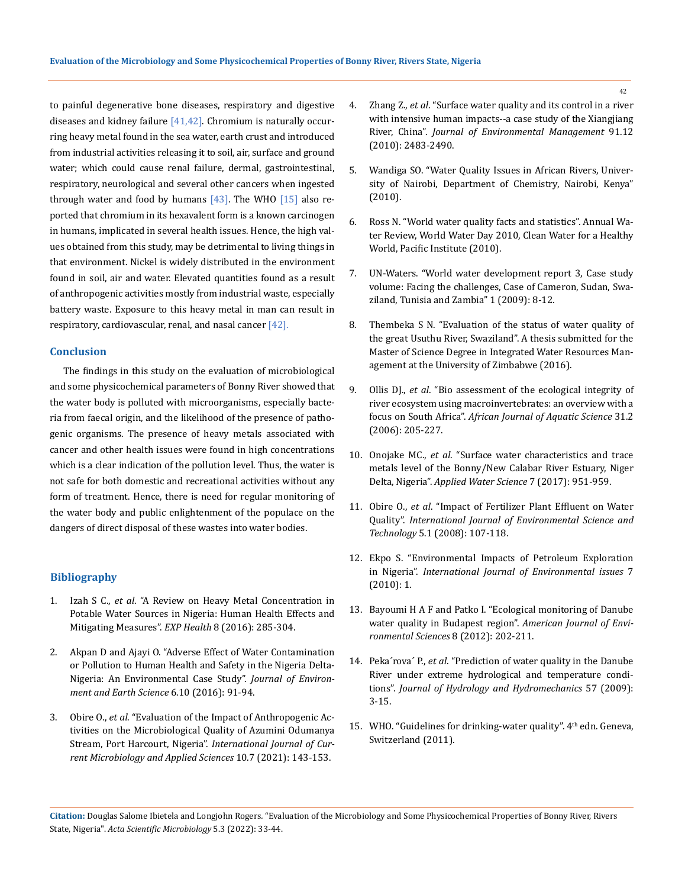to painful degenerative bone diseases, respiratory and digestive diseases and kidney failure [41,42]. Chromium is naturally occurring heavy metal found in the sea water, earth crust and introduced from industrial activities releasing it to soil, air, surface and ground water; which could cause renal failure, dermal, gastrointestinal, respiratory, neurological and several other cancers when ingested through water and food by humans [43]. The WHO [15] also reported that chromium in its hexavalent form is a known carcinogen in humans, implicated in several health issues. Hence, the high values obtained from this study, may be detrimental to living things in that environment. Nickel is widely distributed in the environment found in soil, air and water. Elevated quantities found as a result of anthropogenic activities mostly from industrial waste, especially battery waste. Exposure to this heavy metal in man can result in respiratory, cardiovascular, renal, and nasal cancer [42].

## Conclusion

The findings in this study on the evaluation of microbiological and some physicochemical parameters of Bonny River showed that the water body is polluted with microorganisms, especially bacteria from faecal origin, and the likelihood of the presence of pathogenic organisms. The presence of heavy metals associated with cancer and other health issues were found in high concentrations which is a clear indication of the pollution level. Thus, the water is not safe for both domestic and recreational activities without any form of treatment. Hence, there is need for regular monitoring of the water body and public enlightenment of the populace on the dangers of direct disposal of these wastes into water bodies.

## Bibliography

1. Izah S C., *et al*. "A Review on Heavy Metal Concentration in Potable Water Sources in Nigeria: Human Health Effects and Mitigating Measures". *EXP Health* 8 (2016): 285-304.
2. Akpan D and Ajayi O. "Adverse Effect of Water Contamination or Pollution to Human Health and Safety in the Nigeria Delta-Nigeria: An Environmental Case Study". *Journal of Environment and Earth Science* 6.10 (2016): 91-94.
3. Obire O., *et al*. "Evaluation of the Impact of Anthropogenic Activities on the Microbiological Quality of Azumini Odumanya Stream, Port Harcourt, Nigeria". *International Journal of Current Microbiology and Applied Sciences* 10.7 (2021): 143-153.
4. Zhang Z., *et al*. "Surface water quality and its control in a river with intensive human impacts--a case study of the Xiangjiang River, China". *Journal of Environmental Management* 91.12 (2010): 2483-2490.
5. Wandiga SO. "Water Quality Issues in African Rivers, University of Nairobi, Department of Chemistry, Nairobi, Kenya" (2010).
6. Ross N. "World water quality facts and statistics". Annual Water Review, World Water Day 2010, Clean Water for a Healthy World, Pacific Institute (2010).
7. UN-Waters. "World water development report 3, Case study volume: Facing the challenges, Case of Cameron, Sudan, Swaziland, Tunisia and Zambia" 1 (2009): 8-12.
8. Thembeka S N. "Evaluation of the status of water quality of the great Usuthu River, Swaziland". A thesis submitted for the Master of Science Degree in Integrated Water Resources Management at the University of Zimbabwe (2016).
9. Ollis DJ., *et al*. "Bio assessment of the ecological integrity of river ecosystem using macroinvertebrates: an overview with a focus on South Africa". *African Journal of Aquatic Science* 31.2 (2006): 205-227.
10. Onojake MC., *et al*. "Surface water characteristics and trace metals level of the Bonny/New Calabar River Estuary, Niger Delta, Nigeria". *Applied Water Science* 7 (2017): 951-959.
11. Obire O., *et al*. "Impact of Fertilizer Plant Effluent on Water Quality". *International Journal of Environmental Science and Technology* 5.1 (2008): 107-118.
12. Ekpo S. "Environmental Impacts of Petroleum Exploration in Nigeria". *International Journal of Environmental issues* 7 (2010): 1.
13. Bayoumi H A F and Patko I. "Ecological monitoring of Danube water quality in Budapest region". *American Journal of Environmental Sciences* 8 (2012): 202-211.
14. Peka´rova´ P., *et al*. "Prediction of water quality in the Danube River under extreme hydrological and temperature conditions". *Journal of Hydrology and Hydromechanics* 57 (2009): 3-15.
15. WHO. "Guidelines for drinking-water quality". 4th edn. Geneva, Switzerland (2011).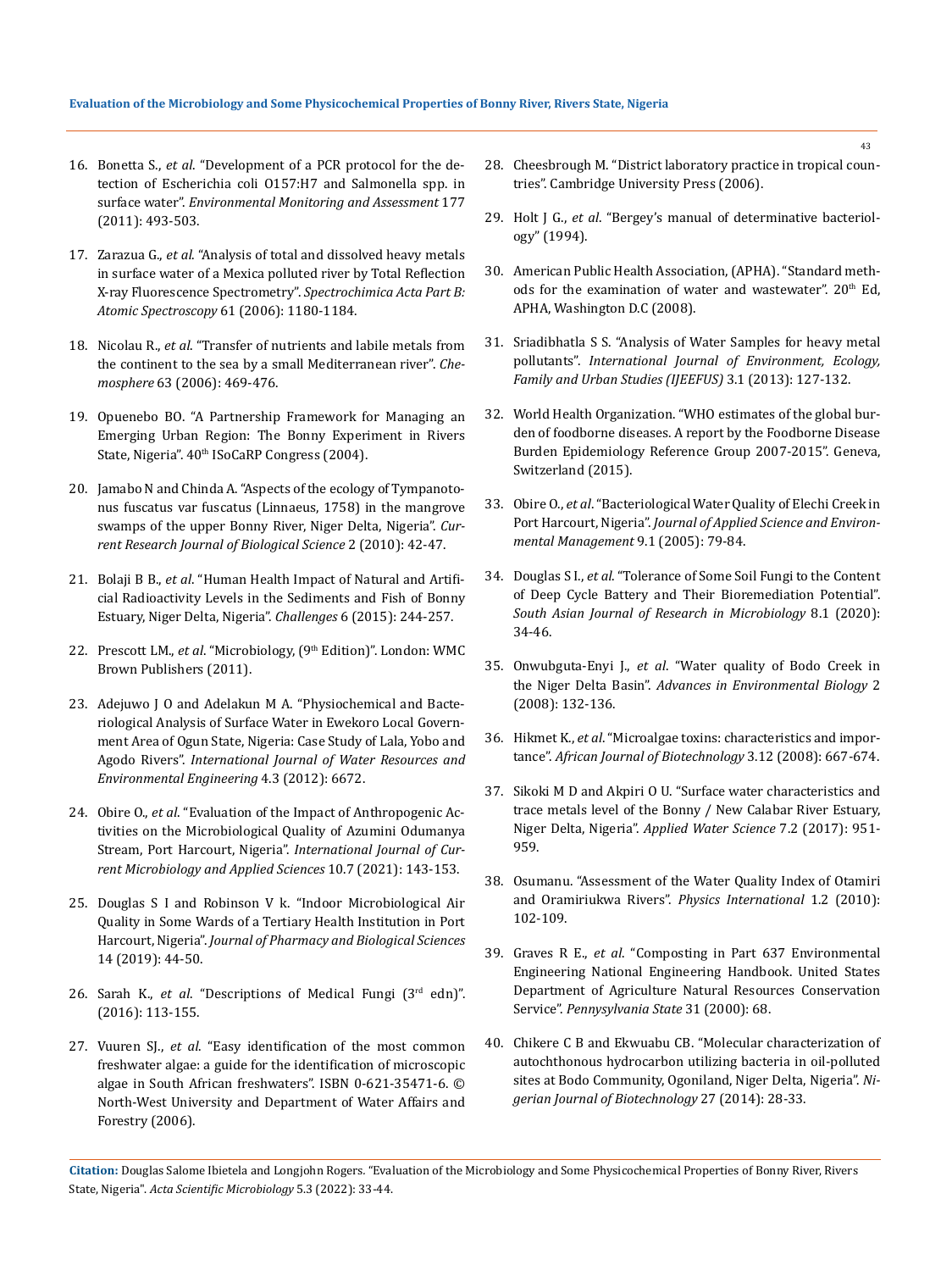16. Bonetta S., *et al*. "Development of a PCR protocol for the detection of Escherichia coli O157:H7 and Salmonella spp. in surface water". *Environmental Monitoring and Assessment* 177 (2011): 493-503.
17. Zarazua G., *et al*. "Analysis of total and dissolved heavy metals in surface water of a Mexica polluted river by Total Reflection X-ray Fluorescence Spectrometry". *Spectrochimica Acta Part B: Atomic Spectroscopy* 61 (2006): 1180-1184.
18. Nicolau R., *et al*. "Transfer of nutrients and labile metals from the continent to the sea by a small Mediterranean river". *Chemosphere* 63 (2006): 469-476.
19. Opuenebo BO. "A Partnership Framework for Managing an Emerging Urban Region: The Bonny Experiment in Rivers State, Nigeria". 40th ISoCaRP Congress (2004).
20. Jamabo N and Chinda A. "Aspects of the ecology of Tympanotonus fuscatus var fuscatus (Linnaeus, 1758) in the mangrove swamps of the upper Bonny River, Niger Delta, Nigeria". *Current Research Journal of Biological Science* 2 (2010): 42-47.
21. Bolaji B B., *et al*. "Human Health Impact of Natural and Artificial Radioactivity Levels in the Sediments and Fish of Bonny Estuary, Niger Delta, Nigeria". *Challenges* 6 (2015): 244-257.
22. Prescott LM., *et al*. "Microbiology, (9th Edition)". London: WMC Brown Publishers (2011).
23. Adejuwo J O and Adelakun M A. "Physiochemical and Bacteriological Analysis of Surface Water in Ewekoro Local Government Area of Ogun State, Nigeria: Case Study of Lala, Yobo and Agodo Rivers". *International Journal of Water Resources and Environmental Engineering* 4.3 (2012): 6672.
24. Obire O., *et al*. "Evaluation of the Impact of Anthropogenic Activities on the Microbiological Quality of Azumini Odumanya Stream, Port Harcourt, Nigeria". *International Journal of Current Microbiology and Applied Sciences* 10.7 (2021): 143-153.
25. Douglas S I and Robinson V k. "Indoor Microbiological Air Quality in Some Wards of a Tertiary Health Institution in Port Harcourt, Nigeria". *Journal of Pharmacy and Biological Sciences* 14 (2019): 44-50.
26. Sarah K., *et al*. "Descriptions of Medical Fungi (3rd edn)". (2016): 113-155.
27. Vuuren SJ., *et al*. "Easy identification of the most common freshwater algae: a guide for the identification of microscopic algae in South African freshwaters". ISBN 0-621-35471-6. © North-West University and Department of Water Affairs and Forestry (2006).
28. Cheesbrough M. "District laboratory practice in tropical countries". Cambridge University Press (2006).
29. Holt J G., *et al*. "Bergey's manual of determinative bacteriology" (1994).
30. American Public Health Association, (APHA). "Standard methods for the examination of water and wastewater". 20th Ed, APHA, Washington D.C (2008).
31. Sriadibhatla S S. "Analysis of Water Samples for heavy metal pollutants". *International Journal of Environment, Ecology, Family and Urban Studies (IJEEFUS)* 3.1 (2013): 127-132.
32. World Health Organization. "WHO estimates of the global burden of foodborne diseases. A report by the Foodborne Disease Burden Epidemiology Reference Group 2007-2015". Geneva, Switzerland (2015).
33. Obire O., *et al*. "Bacteriological Water Quality of Elechi Creek in Port Harcourt, Nigeria". *Journal of Applied Science and Environmental Management* 9.1 (2005): 79-84.
34. Douglas S I., *et al*. "Tolerance of Some Soil Fungi to the Content of Deep Cycle Battery and Their Bioremediation Potential". *South Asian Journal of Research in Microbiology* 8.1 (2020): 34-46.
35. Onwubguta-Enyi J., *et al*. "Water quality of Bodo Creek in the Niger Delta Basin". *Advances in Environmental Biology* 2 (2008): 132-136.
36. Hikmet K., *et al*. "Microalgae toxins: characteristics and importance". *African Journal of Biotechnology* 3.12 (2008): 667-674.
37. Sikoki M D and Akpiri O U. "Surface water characteristics and trace metals level of the Bonny / New Calabar River Estuary, Niger Delta, Nigeria". *Applied Water Science* 7.2 (2017): 951-959.
38. Osumanu. "Assessment of the Water Quality Index of Otamiri and Oramiriukwa Rivers". *Physics International* 1.2 (2010): 102-109.
39. Graves R E., *et al*. "Composting in Part 637 Environmental Engineering National Engineering Handbook. United States Department of Agriculture Natural Resources Conservation Service". *Pennsysylvania State* 31 (2000): 68.
40. Chikere C B and Ekwuabu CB. "Molecular characterization of autochthonous hydrocarbon utilizing bacteria in oil-polluted sites at Bodo Community, Ogoniland, Niger Delta, Nigeria". *Nigerian Journal of Biotechnology* 27 (2014): 28-33.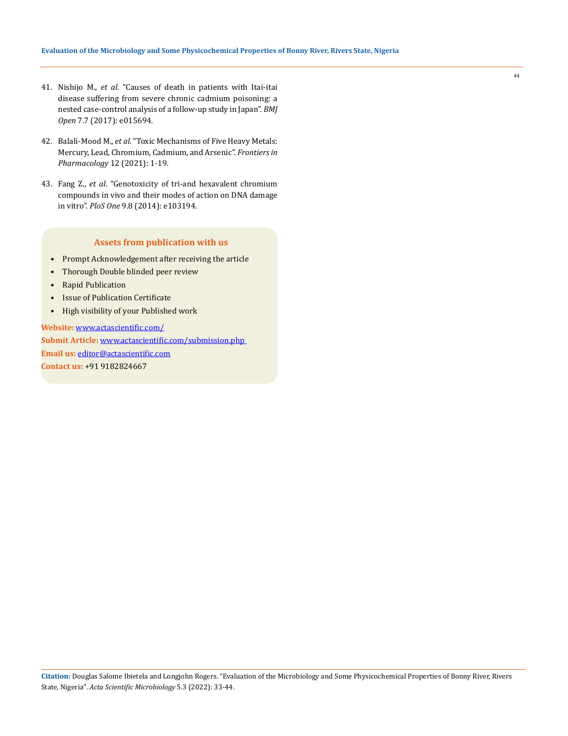41. Nishijo M., *et al*. "Causes of death in patients with Itai-itai disease suffering from severe chronic cadmium poisoning: a nested case-control analysis of a follow-up study in Japan". *BMJ Open* 7.7 (2017): e015694.

42. Balali-Mood M., *et al*. "Toxic Mechanisms of Five Heavy Metals: Mercury, Lead, Chromium, Cadmium, and Arsenic". *Frontiers in Pharmacology* 12 (2021): 1-19.

43. Fang Z., *et al*. "Genotoxicity of tri-and hexavalent chromium compounds in vivo and their modes of action on DNA damage in vitro". *PloS One* 9.8 (2014): e103194.

**Assets from publication with us**

- Prompt Acknowledgement after receiving the article
- Thorough Double blinded peer review
- Rapid Publication
- Issue of Publication Certificate
- High visibility of your Published work

**Website:** www.actascientific.com/
**Submit Article:** www.actascientific.com/submission.php
**Email us:** editor@actascientific.com
**Contact us:** +91 9182824667